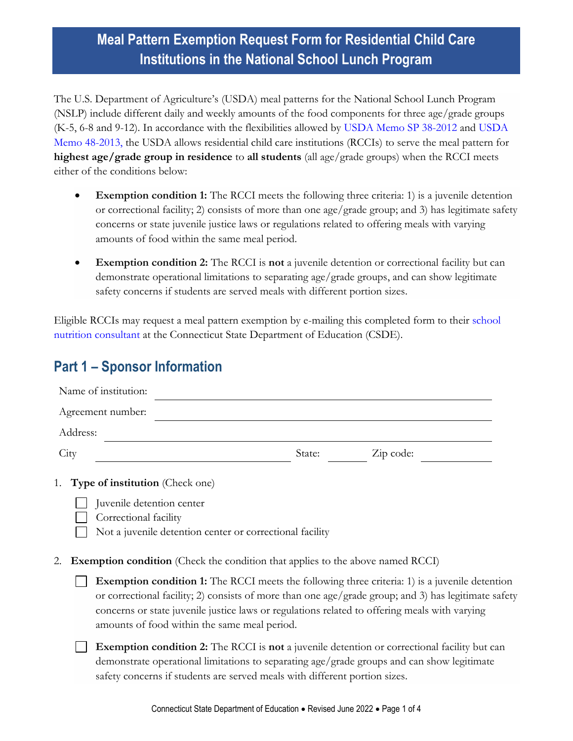# Meal Pattern Exemption Request Form for Residential Child Care Institutions in the National School Lunch Program

The U.S. Department of Agriculture's (USDA) meal patterns for the National School Lunch Program (NSLP) include different daily and weekly amounts of the food components for three age/grade groups (K-5, 6-8 and 9-12). In accordance with the flexibilities allowed by USDA Memo SP 38-2012 and USDA Memo 48-2013, the USDA allows residential child care institutions (RCCIs) to serve the meal pattern for **highest age/grade group in residence** to **all students** (all age/grade groups) when the RCCI meets either of the conditions below:

- **Exemption condition 1:** The RCCI meets the following three criteria: 1) is a juvenile detention or correctional facility; 2) consists of more than one age/grade group; and 3) has legitimate safety concerns or state juvenile justice laws or regulations related to offering meals with varying amounts of food within the same meal period.
- **Exemption condition 2:** The RCCI is **not** a juvenile detention or correctional facility but can demonstrate operational limitations to separating age/grade groups, and can show legitimate safety concerns if students are served meals with different portion sizes.

Eligible RCCIs may request a meal pattern exemption by e-mailing this completed form to their school nutrition consultant at the Connecticut State Department of Education (CSDE).

## Part 1 – Sponsor Information

Name of institution: \_\_\_\_\_\_\_\_\_\_\_\_\_\_\_\_\_\_\_\_\_\_\_\_\_\_\_\_\_\_

Agreement number: \_\_\_\_\_\_\_\_\_\_\_\_\_\_\_\_\_\_\_\_\_\_\_\_\_\_\_\_\_\_

Address: \_\_\_\_\_\_\_\_\_\_\_\_\_\_\_\_\_\_\_\_\_\_\_\_\_\_\_\_\_\_

City \_\_\_\_\_\_\_\_\_\_\_\_\_\_\_\_\_\_\_\_ State: \_\_\_\_\_\_ Zip code: \_\_\_\_\_\_\_\_

1. **Type of institution** (Check one)

   - ☐ Juvenile detention center
   - ☐ Correctional facility
   - ☐ Not a juvenile detention center or correctional facility

2. **Exemption condition** (Check the condition that applies to the above named RCCI)

   - ☐ **Exemption condition 1:** The RCCI meets the following three criteria: 1) is a juvenile detention or correctional facility; 2) consists of more than one age/grade group; and 3) has legitimate safety concerns or state juvenile justice laws or regulations related to offering meals with varying amounts of food within the same meal period.
   - ☐ **Exemption condition 2:** The RCCI is **not** a juvenile detention or correctional facility but can demonstrate operational limitations to separating age/grade groups and can show legitimate safety concerns if students are served meals with different portion sizes.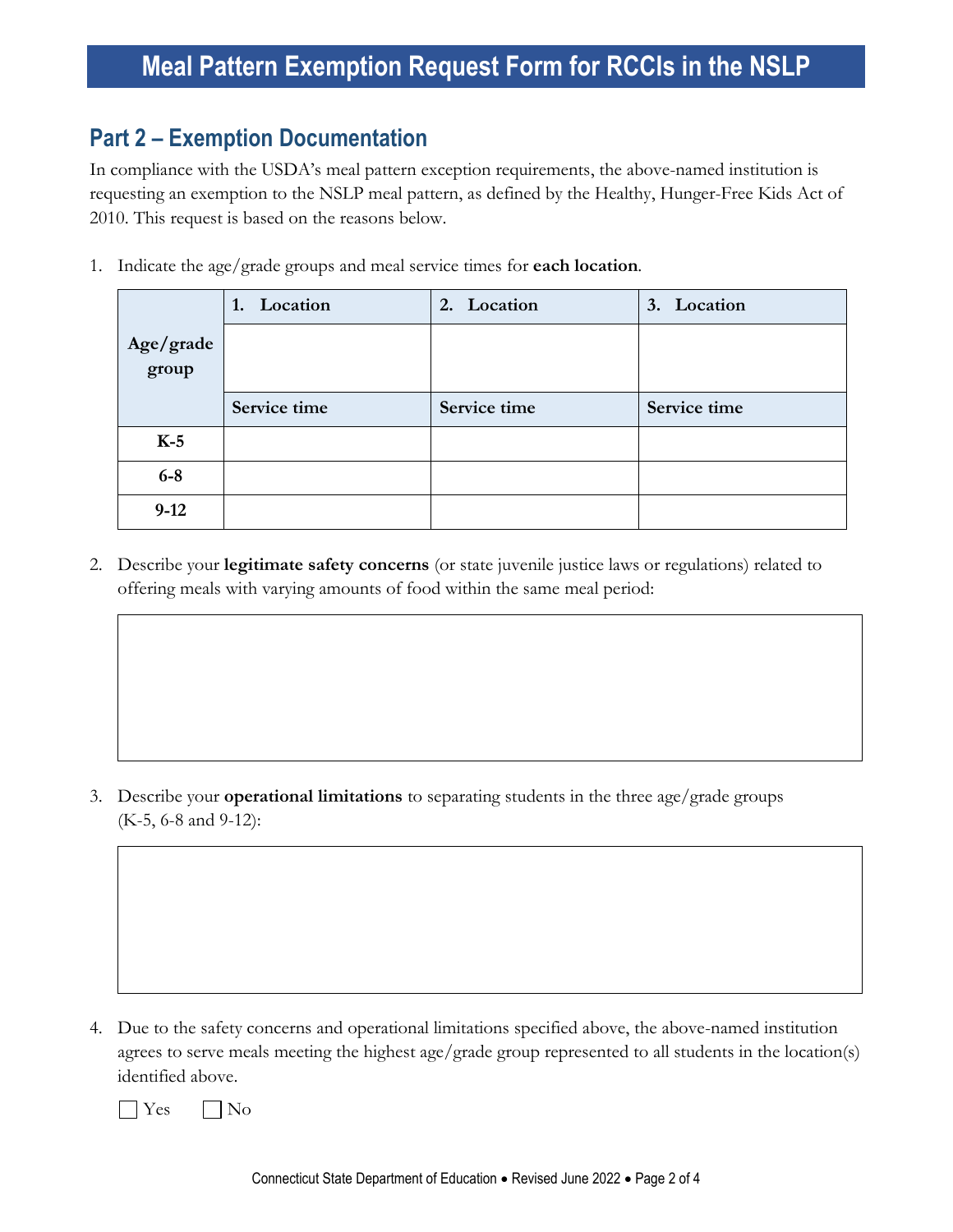# Meal Pattern Exemption Request Form for RCCIs in the NSLP

## Part 2 – Exemption Documentation

In compliance with the USDA's meal pattern exception requirements, the above-named institution is requesting an exemption to the NSLP meal pattern, as defined by the Healthy, Hunger-Free Kids Act of 2010. This request is based on the reasons below.

1. Indicate the age/grade groups and meal service times for **each location**.

| **Age/grade group** | **1. Location** | **2. Location** | **3. Location** |
|---|---|---|---|
| | | | |
| | **Service time** | **Service time** | **Service time** |
| **K-5** | | | |
| **6-8** | | | |
| **9-12** | | | |

2. Describe your **legitimate safety concerns** (or state juvenile justice laws or regulations) related to offering meals with varying amounts of food within the same meal period:

3. Describe your **operational limitations** to separating students in the three age/grade groups (K-5, 6-8 and 9-12):

4. Due to the safety concerns and operational limitations specified above, the above-named institution agrees to serve meals meeting the highest age/grade group represented to all students in the location(s) identified above.

☐ Yes ☐ No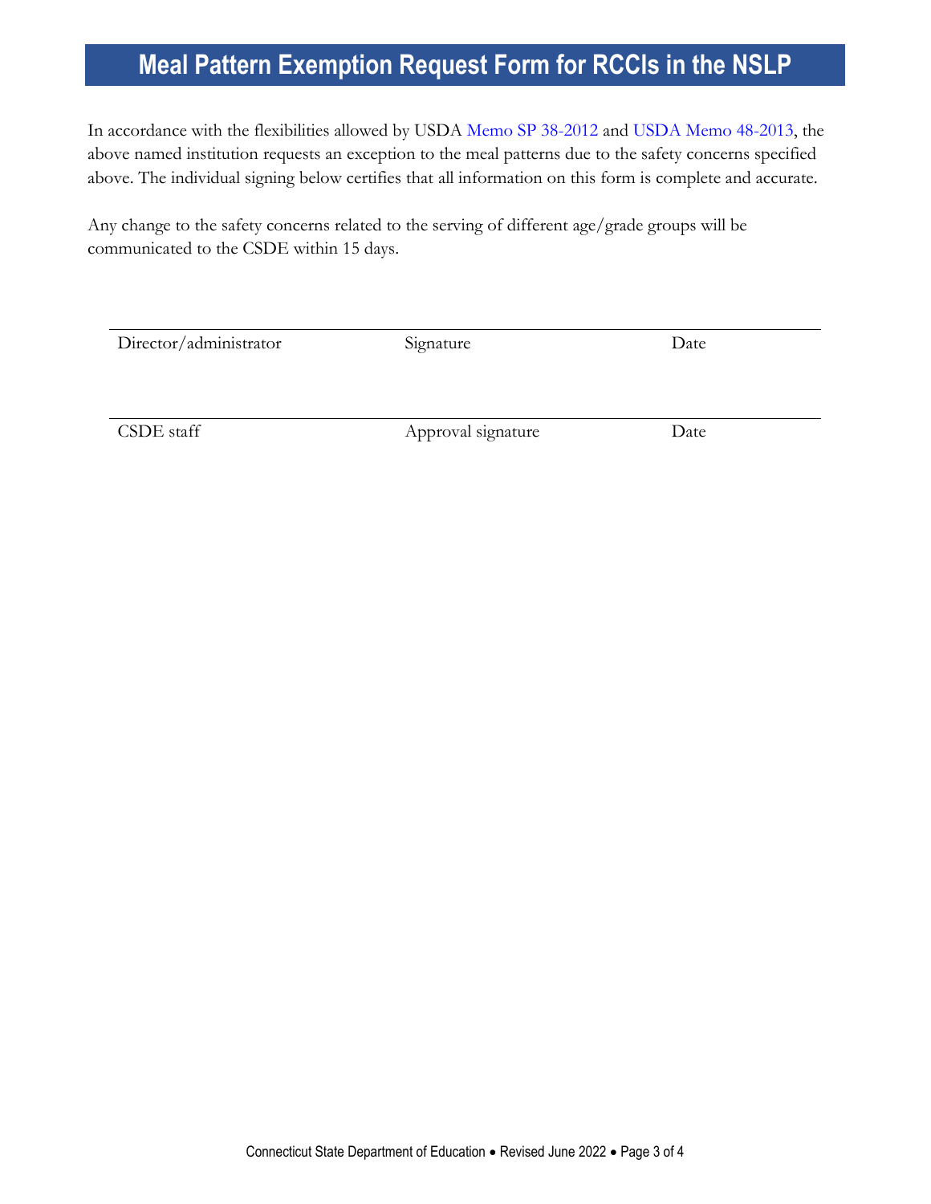# Meal Pattern Exemption Request Form for RCCIs in the NSLP

In accordance with the flexibilities allowed by USDA [Memo SP 38-2012] and [USDA Memo 48-2013], the above named institution requests an exception to the meal patterns due to the safety concerns specified above. The individual signing below certifies that all information on this form is complete and accurate.

Any change to the safety concerns related to the serving of different age/grade groups will be communicated to the CSDE within 15 days.

| Director/administrator | Signature | Date |
|---|---|---|
| | | |

| CSDE staff | Approval signature | Date |
|---|---|---|
| | | |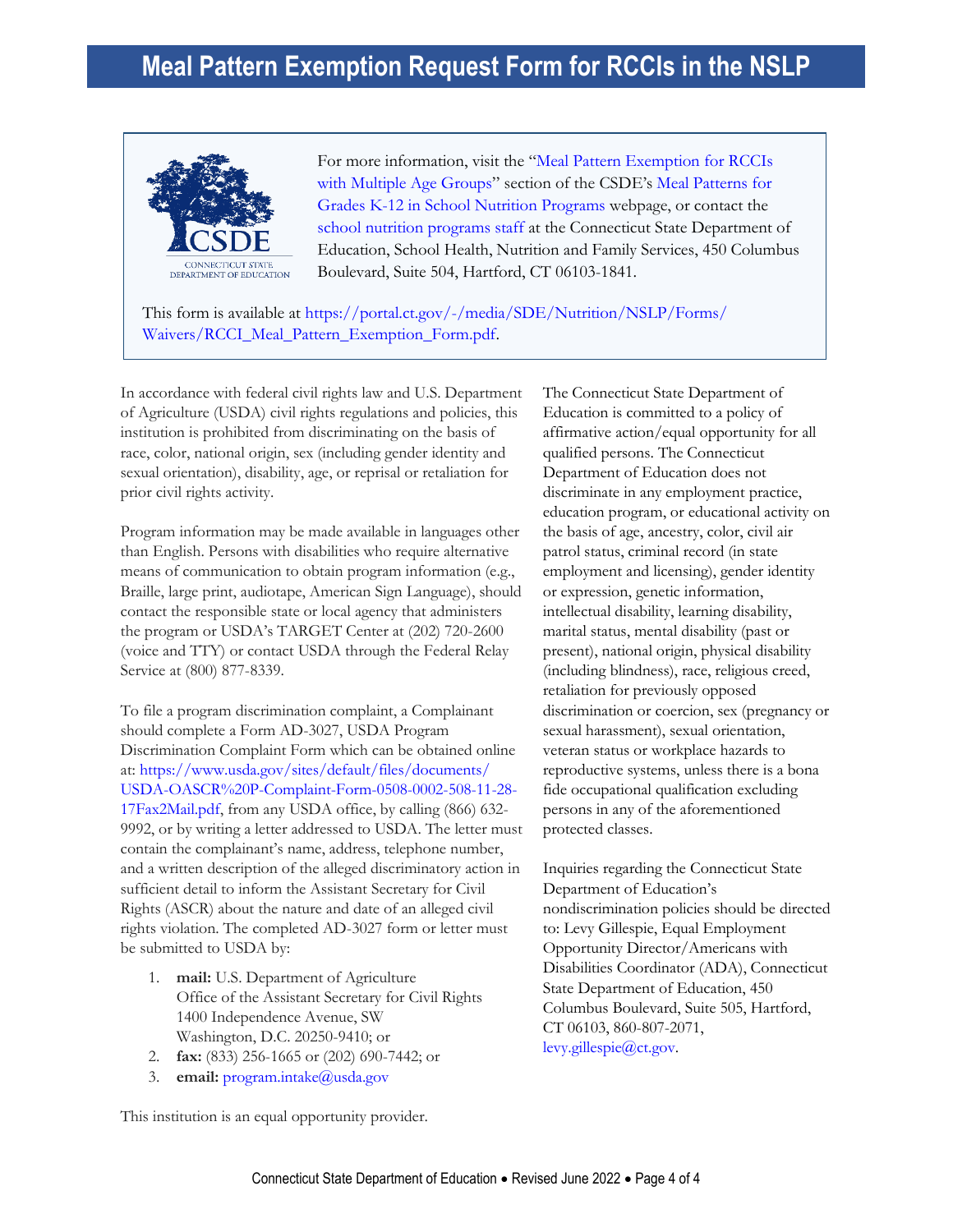# Meal Pattern Exemption Request Form for RCCIs in the NSLP

For more information, visit the "Meal Pattern Exemption for RCCIs with Multiple Age Groups" section of the CSDE's Meal Patterns for Grades K-12 in School Nutrition Programs webpage, or contact the school nutrition programs staff at the Connecticut State Department of Education, School Health, Nutrition and Family Services, 450 Columbus Boulevard, Suite 504, Hartford, CT 06103-1841.

This form is available at https://portal.ct.gov/-/media/SDE/Nutrition/NSLP/Forms/Waivers/RCCI_Meal_Pattern_Exemption_Form.pdf.

In accordance with federal civil rights law and U.S. Department of Agriculture (USDA) civil rights regulations and policies, this institution is prohibited from discriminating on the basis of race, color, national origin, sex (including gender identity and sexual orientation), disability, age, or reprisal or retaliation for prior civil rights activity.

Program information may be made available in languages other than English. Persons with disabilities who require alternative means of communication to obtain program information (e.g., Braille, large print, audiotape, American Sign Language), should contact the responsible state or local agency that administers the program or USDA's TARGET Center at (202) 720-2600 (voice and TTY) or contact USDA through the Federal Relay Service at (800) 877-8339.

To file a program discrimination complaint, a Complainant should complete a Form AD-3027, USDA Program Discrimination Complaint Form which can be obtained online at: https://www.usda.gov/sites/default/files/documents/USDA-OASCR%20P-Complaint-Form-0508-0002-508-11-28-17Fax2Mail.pdf, from any USDA office, by calling (866) 632-9992, or by writing a letter addressed to USDA. The letter must contain the complainant's name, address, telephone number, and a written description of the alleged discriminatory action in sufficient detail to inform the Assistant Secretary for Civil Rights (ASCR) about the nature and date of an alleged civil rights violation. The completed AD-3027 form or letter must be submitted to USDA by:

1. **mail:** U.S. Department of Agriculture
   Office of the Assistant Secretary for Civil Rights
   1400 Independence Avenue, SW
   Washington, D.C. 20250-9410; or
2. **fax:** (833) 256-1665 or (202) 690-7442; or
3. **email:** program.intake@usda.gov

This institution is an equal opportunity provider.

The Connecticut State Department of Education is committed to a policy of affirmative action/equal opportunity for all qualified persons. The Connecticut Department of Education does not discriminate in any employment practice, education program, or educational activity on the basis of age, ancestry, color, civil air patrol status, criminal record (in state employment and licensing), gender identity or expression, genetic information, intellectual disability, learning disability, marital status, mental disability (past or present), national origin, physical disability (including blindness), race, religious creed, retaliation for previously opposed discrimination or coercion, sex (pregnancy or sexual harassment), sexual orientation, veteran status or workplace hazards to reproductive systems, unless there is a bona fide occupational qualification excluding persons in any of the aforementioned protected classes.

Inquiries regarding the Connecticut State Department of Education's nondiscrimination policies should be directed to: Levy Gillespie, Equal Employment Opportunity Director/Americans with Disabilities Coordinator (ADA), Connecticut State Department of Education, 450 Columbus Boulevard, Suite 505, Hartford, CT 06103, 860-807-2071, levy.gillespie@ct.gov.